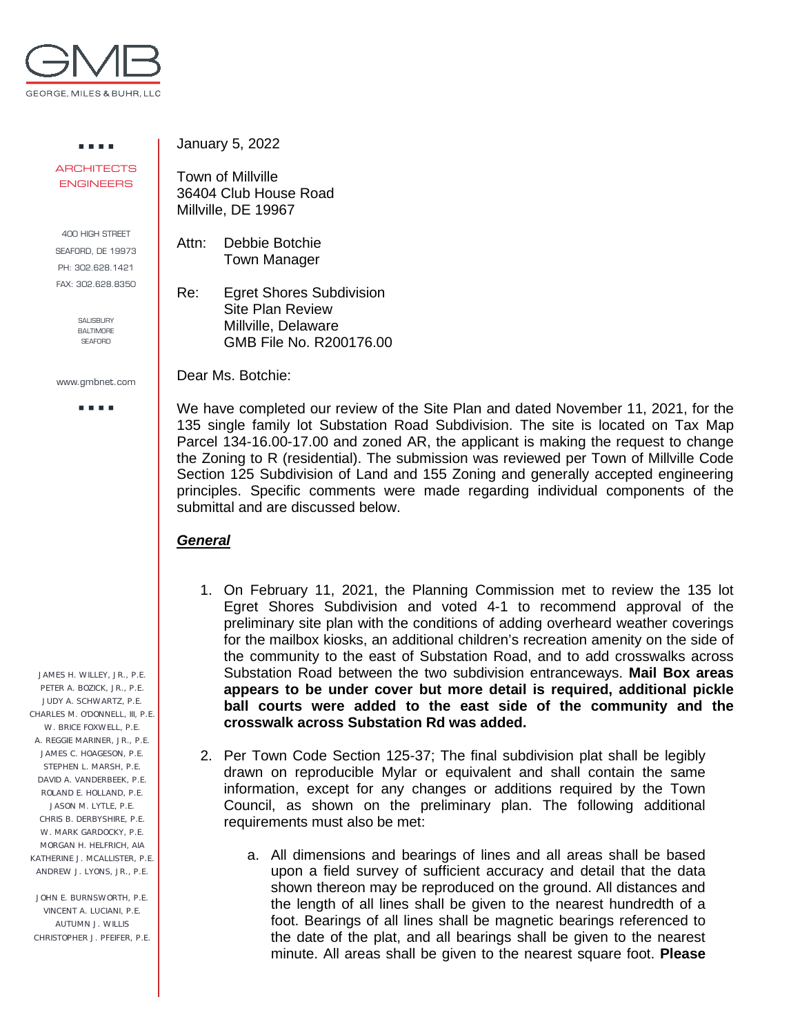GEORGE, MILES & BUHR, LLC

ARCHITECTS
ENGINEERS

400 HIGH STREET
SEAFORD, DE 19973
PH: 302.628.1421
FAX: 302.628.8350

SALISBURY
BALTIMORE
SEAFORD

www.gmbnet.com

JAMES H. WILLEY, JR., P.E.
PETER A. BOZICK, JR., P.E.
JUDY A. SCHWARTZ, P.E.
CHARLES M. O'DONNELL, III, P.E.
W. BRICE FOXWELL, P.E.
A. REGGIE MARINER, JR., P.E.
JAMES C. HOAGESON, P.E.
STEPHEN L. MARSH, P.E.
DAVID A. VANDERBEEK, P.E.
ROLAND E. HOLLAND, P.E.
JASON M. LYTLE, P.E.
CHRIS B. DERBYSHIRE, P.E.
W. MARK GARDOCKY, P.E.
MORGAN H. HELFRICH, AIA
KATHERINE J. MCALLISTER, P.E.
ANDREW J. LYONS, JR., P.E.

JOHN E. BURNSWORTH, P.E.
VINCENT A. LUCIANI, P.E.
AUTUMN J. WILLIS
CHRISTOPHER J. PFEIFER, P.E.

January 5, 2022

Town of Millville
36404 Club House Road
Millville, DE 19967

Attn: Debbie Botchie
Town Manager

Re: Egret Shores Subdivision
Site Plan Review
Millville, Delaware
GMB File No. R200176.00

Dear Ms. Botchie:

We have completed our review of the Site Plan and dated November 11, 2021, for the 135 single family lot Substation Road Subdivision. The site is located on Tax Map Parcel 134-16.00-17.00 and zoned AR, the applicant is making the request to change the Zoning to R (residential). The submission was reviewed per Town of Millville Code Section 125 Subdivision of Land and 155 Zoning and generally accepted engineering principles. Specific comments were made regarding individual components of the submittal and are discussed below.

***General***

1. On February 11, 2021, the Planning Commission met to review the 135 lot Egret Shores Subdivision and voted 4-1 to recommend approval of the preliminary site plan with the conditions of adding overheard weather coverings for the mailbox kiosks, an additional children's recreation amenity on the side of the community to the east of Substation Road, and to add crosswalks across Substation Road between the two subdivision entranceways. **Mail Box areas appears to be under cover but more detail is required, additional pickle ball courts were added to the east side of the community and the crosswalk across Substation Rd was added.**

2. Per Town Code Section 125-37; The final subdivision plat shall be legibly drawn on reproducible Mylar or equivalent and shall contain the same information, except for any changes or additions required by the Town Council, as shown on the preliminary plan. The following additional requirements must also be met:

   a. All dimensions and bearings of lines and all areas shall be based upon a field survey of sufficient accuracy and detail that the data shown thereon may be reproduced on the ground. All distances and the length of all lines shall be given to the nearest hundredth of a foot. Bearings of all lines shall be magnetic bearings referenced to the date of the plat, and all bearings shall be given to the nearest minute. All areas shall be given to the nearest square foot. **Please**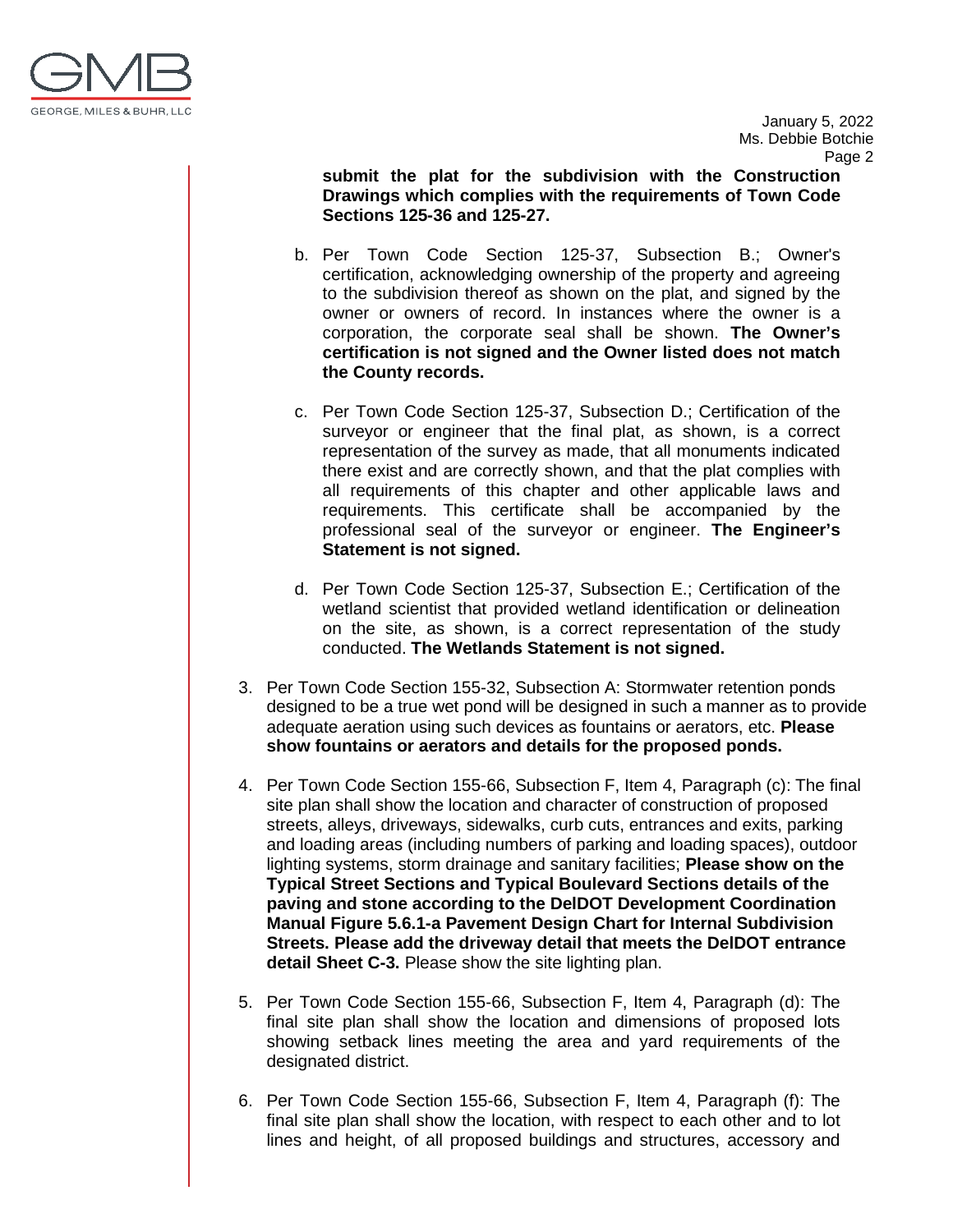**submit the plat for the subdivision with the Construction Drawings which complies with the requirements of Town Code Sections 125-36 and 125-27.**

b. Per Town Code Section 125-37, Subsection B.; Owner's certification, acknowledging ownership of the property and agreeing to the subdivision thereof as shown on the plat, and signed by the owner or owners of record. In instances where the owner is a corporation, the corporate seal shall be shown. **The Owner's certification is not signed and the Owner listed does not match the County records.**

c. Per Town Code Section 125-37, Subsection D.; Certification of the surveyor or engineer that the final plat, as shown, is a correct representation of the survey as made, that all monuments indicated there exist and are correctly shown, and that the plat complies with all requirements of this chapter and other applicable laws and requirements. This certificate shall be accompanied by the professional seal of the surveyor or engineer. **The Engineer's Statement is not signed.**

d. Per Town Code Section 125-37, Subsection E.; Certification of the wetland scientist that provided wetland identification or delineation on the site, as shown, is a correct representation of the study conducted. **The Wetlands Statement is not signed.**

3. Per Town Code Section 155-32, Subsection A: Stormwater retention ponds designed to be a true wet pond will be designed in such a manner as to provide adequate aeration using such devices as fountains or aerators, etc. **Please show fountains or aerators and details for the proposed ponds.**

4. Per Town Code Section 155-66, Subsection F, Item 4, Paragraph (c): The final site plan shall show the location and character of construction of proposed streets, alleys, driveways, sidewalks, curb cuts, entrances and exits, parking and loading areas (including numbers of parking and loading spaces), outdoor lighting systems, storm drainage and sanitary facilities; **Please show on the Typical Street Sections and Typical Boulevard Sections details of the paving and stone according to the DelDOT Development Coordination Manual Figure 5.6.1-a Pavement Design Chart for Internal Subdivision Streets. Please add the driveway detail that meets the DelDOT entrance detail Sheet C-3.** Please show the site lighting plan.

5. Per Town Code Section 155-66, Subsection F, Item 4, Paragraph (d): The final site plan shall show the location and dimensions of proposed lots showing setback lines meeting the area and yard requirements of the designated district.

6. Per Town Code Section 155-66, Subsection F, Item 4, Paragraph (f): The final site plan shall show the location, with respect to each other and to lot lines and height, of all proposed buildings and structures, accessory and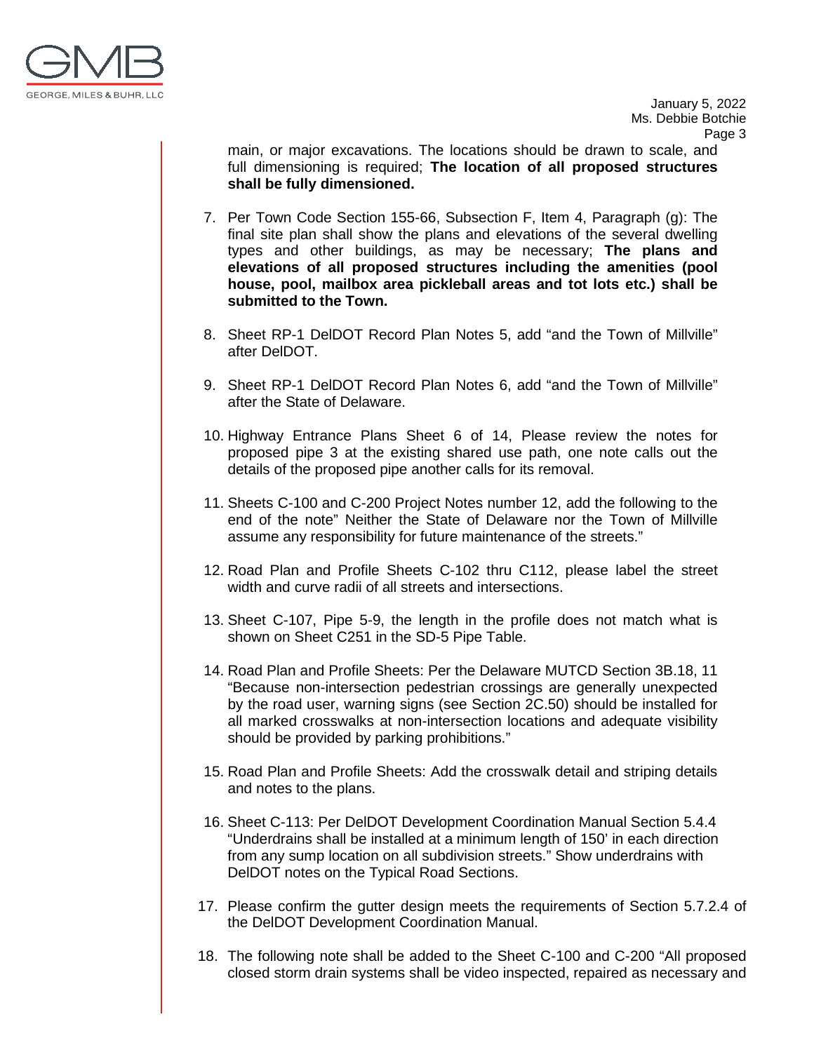main, or major excavations. The locations should be drawn to scale, and full dimensioning is required; **The location of all proposed structures shall be fully dimensioned.**

7. Per Town Code Section 155-66, Subsection F, Item 4, Paragraph (g): The final site plan shall show the plans and elevations of the several dwelling types and other buildings, as may be necessary; **The plans and elevations of all proposed structures including the amenities (pool house, pool, mailbox area pickleball areas and tot lots etc.) shall be submitted to the Town.**

8. Sheet RP-1 DelDOT Record Plan Notes 5, add "and the Town of Millville" after DelDOT.

9. Sheet RP-1 DelDOT Record Plan Notes 6, add "and the Town of Millville" after the State of Delaware.

10. Highway Entrance Plans Sheet 6 of 14, Please review the notes for proposed pipe 3 at the existing shared use path, one note calls out the details of the proposed pipe another calls for its removal.

11. Sheets C-100 and C-200 Project Notes number 12, add the following to the end of the note" Neither the State of Delaware nor the Town of Millville assume any responsibility for future maintenance of the streets."

12. Road Plan and Profile Sheets C-102 thru C112, please label the street width and curve radii of all streets and intersections.

13. Sheet C-107, Pipe 5-9, the length in the profile does not match what is shown on Sheet C251 in the SD-5 Pipe Table.

14. Road Plan and Profile Sheets: Per the Delaware MUTCD Section 3B.18, 11 "Because non-intersection pedestrian crossings are generally unexpected by the road user, warning signs (see Section 2C.50) should be installed for all marked crosswalks at non-intersection locations and adequate visibility should be provided by parking prohibitions."

15. Road Plan and Profile Sheets: Add the crosswalk detail and striping details and notes to the plans.

16. Sheet C-113: Per DelDOT Development Coordination Manual Section 5.4.4 "Underdrains shall be installed at a minimum length of 150' in each direction from any sump location on all subdivision streets." Show underdrains with DelDOT notes on the Typical Road Sections.

17. Please confirm the gutter design meets the requirements of Section 5.7.2.4 of the DelDOT Development Coordination Manual.

18. The following note shall be added to the Sheet C-100 and C-200 "All proposed closed storm drain systems shall be video inspected, repaired as necessary and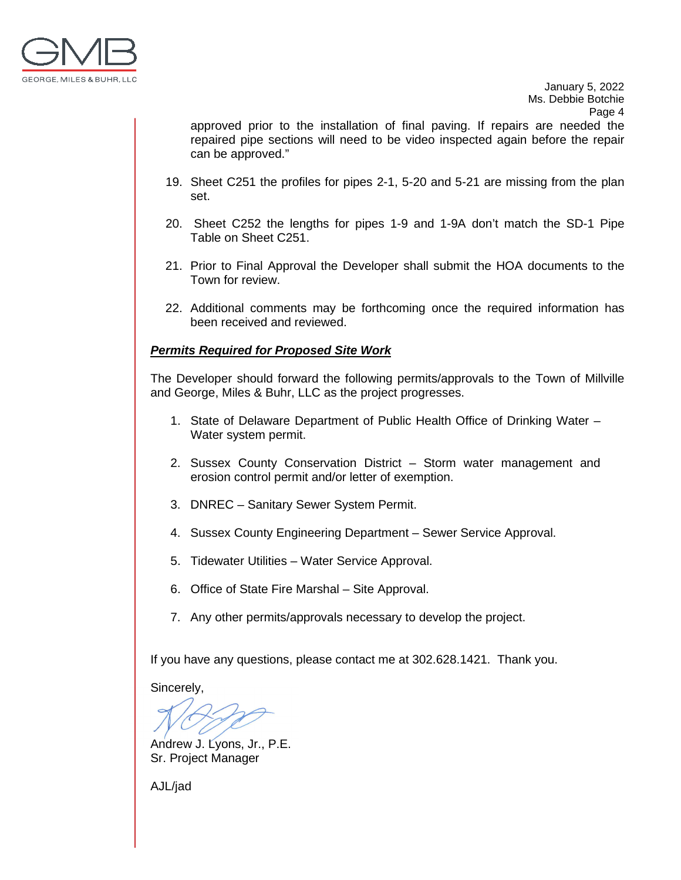approved prior to the installation of final paving. If repairs are needed the repaired pipe sections will need to be video inspected again before the repair can be approved."

19. Sheet C251 the profiles for pipes 2-1, 5-20 and 5-21 are missing from the plan set.

20. Sheet C252 the lengths for pipes 1-9 and 1-9A don't match the SD-1 Pipe Table on Sheet C251.

21. Prior to Final Approval the Developer shall submit the HOA documents to the Town for review.

22. Additional comments may be forthcoming once the required information has been received and reviewed.

***Permits Required for Proposed Site Work***

The Developer should forward the following permits/approvals to the Town of Millville and George, Miles & Buhr, LLC as the project progresses.

1. State of Delaware Department of Public Health Office of Drinking Water – Water system permit.

2. Sussex County Conservation District – Storm water management and erosion control permit and/or letter of exemption.

3. DNREC – Sanitary Sewer System Permit.

4. Sussex County Engineering Department – Sewer Service Approval.

5. Tidewater Utilities – Water Service Approval.

6. Office of State Fire Marshal – Site Approval.

7. Any other permits/approvals necessary to develop the project.

If you have any questions, please contact me at 302.628.1421. Thank you.

Sincerely,

Andrew J. Lyons, Jr., P.E.
Sr. Project Manager

AJL/jad